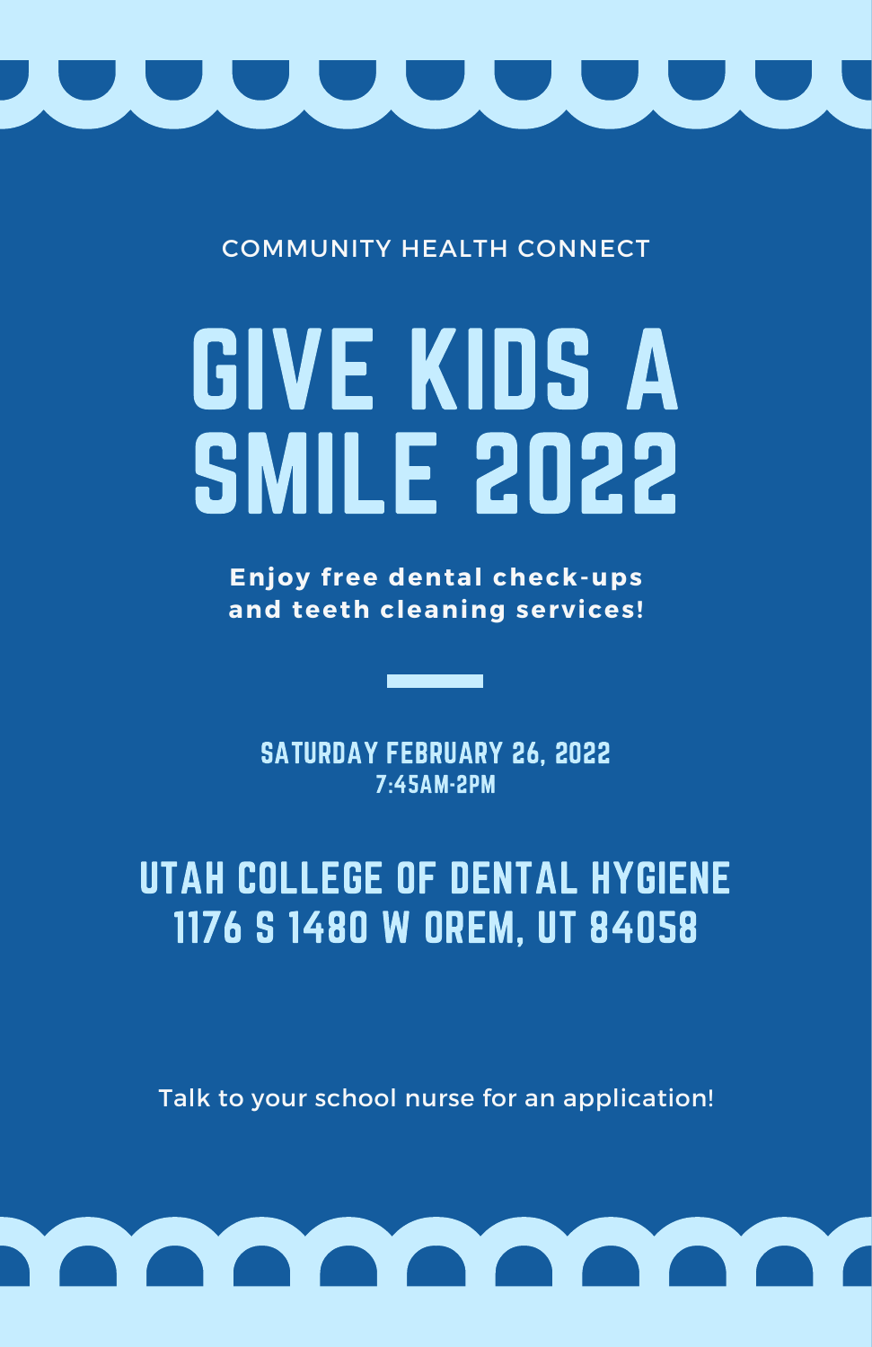COMMUNITY HEALTH CONNECT

# GIVE KIDS A SMILE 2022

**Enjoy free dental check-ups and teeth cleaning services!**

---

SATURDAY FEBRUARY 26, 2022
7:45AM-2PM

## UTAH COLLEGE OF DENTAL HYGIENE
## 1176 S 1480 W OREM, UT 84058

Talk to your school nurse for an application!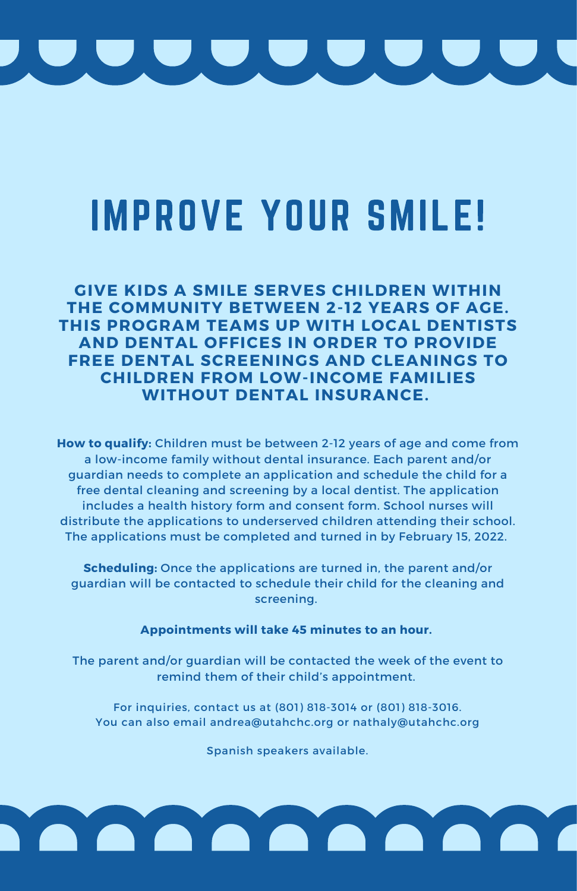# IMPROVE YOUR SMILE!

**GIVE KIDS A SMILE SERVES CHILDREN WITHIN THE COMMUNITY BETWEEN 2-12 YEARS OF AGE. THIS PROGRAM TEAMS UP WITH LOCAL DENTISTS AND DENTAL OFFICES IN ORDER TO PROVIDE FREE DENTAL SCREENINGS AND CLEANINGS TO CHILDREN FROM LOW-INCOME FAMILIES WITHOUT DENTAL INSURANCE.**

**How to qualify:** Children must be between 2-12 years of age and come from a low-income family without dental insurance. Each parent and/or guardian needs to complete an application and schedule the child for a free dental cleaning and screening by a local dentist. The application includes a health history form and consent form. School nurses will distribute the applications to underserved children attending their school. The applications must be completed and turned in by February 15, 2022.

**Scheduling:** Once the applications are turned in, the parent and/or guardian will be contacted to schedule their child for the cleaning and screening.

**Appointments will take 45 minutes to an hour.**

The parent and/or guardian will be contacted the week of the event to remind them of their child's appointment.

For inquiries, contact us at (801) 818-3014 or (801) 818-3016.
You can also email andrea@utahchc.org or nathaly@utahchc.org

Spanish speakers available.